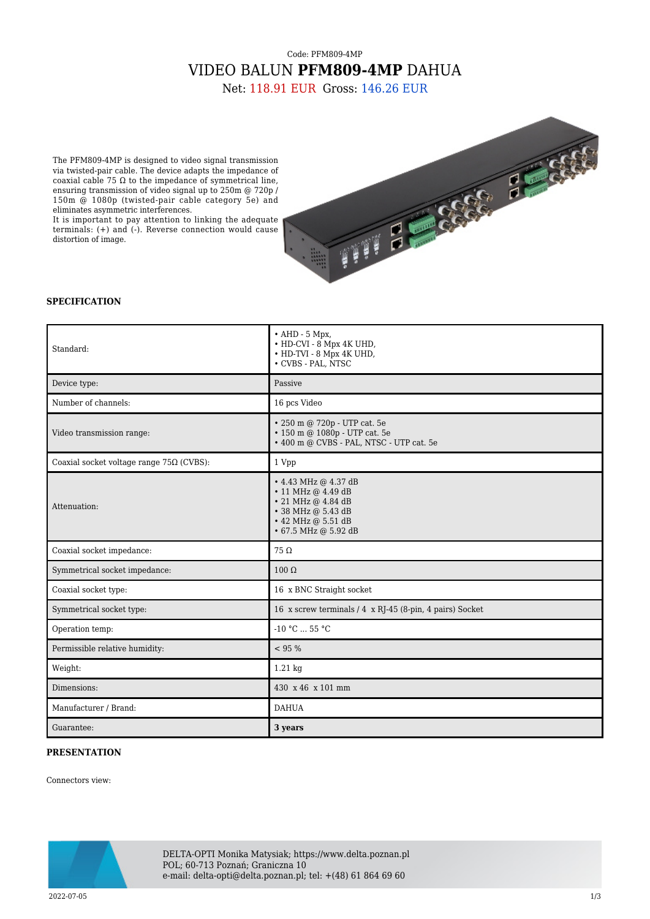Code: PFM809-4MP

# VIDEO BALUN **PFM809-4MP** DAHUA

Net: 118.91 EUR Gross: 146.26 EUR

The PFM809-4MP is designed to video signal transmission via twisted-pair cable. The device adapts the impedance of coaxial cable 75 Ω to the impedance of symmetrical line, ensuring transmission of video signal up to 250m @ 720p / 150m @ 1080p (twisted-pair cable category 5e) and eliminates asymmetric interferences.
It is important to pay attention to linking the adequate terminals: (+) and (-). Reverse connection would cause distortion of image.

## SPECIFICATION

| | |
|---|---|
| Standard: | • AHD - 5 Mpx,<br>• HD-CVI - 8 Mpx 4K UHD,<br>• HD-TVI - 8 Mpx 4K UHD,<br>• CVBS - PAL, NTSC |
| Device type: | Passive |
| Number of channels: | 16 pcs Video |
| Video transmission range: | • 250 m @ 720p - UTP cat. 5e<br>• 150 m @ 1080p - UTP cat. 5e<br>• 400 m @ CVBS - PAL, NTSC - UTP cat. 5e |
| Coaxial socket voltage range 75Ω (CVBS): | 1 Vpp |
| Attenuation: | • 4.43 MHz @ 4.37 dB<br>• 11 MHz @ 4.49 dB<br>• 21 MHz @ 4.84 dB<br>• 38 MHz @ 5.43 dB<br>• 42 MHz @ 5.51 dB<br>• 67.5 MHz @ 5.92 dB |
| Coaxial socket impedance: | 75 Ω |
| Symmetrical socket impedance: | 100 Ω |
| Coaxial socket type: | 16 x BNC Straight socket |
| Symmetrical socket type: | 16 x screw terminals / 4 x RJ-45 (8-pin, 4 pairs) Socket |
| Operation temp: | -10 °C ... 55 °C |
| Permissible relative humidity: | < 95 % |
| Weight: | 1.21 kg |
| Dimensions: | 430 x 46 x 101 mm |
| Manufacturer / Brand: | DAHUA |
| Guarantee: | **3 years** |

## PRESENTATION

Connectors view:

DELTA-OPTI Monika Matysiak; https://www.delta.poznan.pl
POL; 60-713 Poznań; Graniczna 10
e-mail: delta-opti@delta.poznan.pl; tel: +(48) 61 864 69 60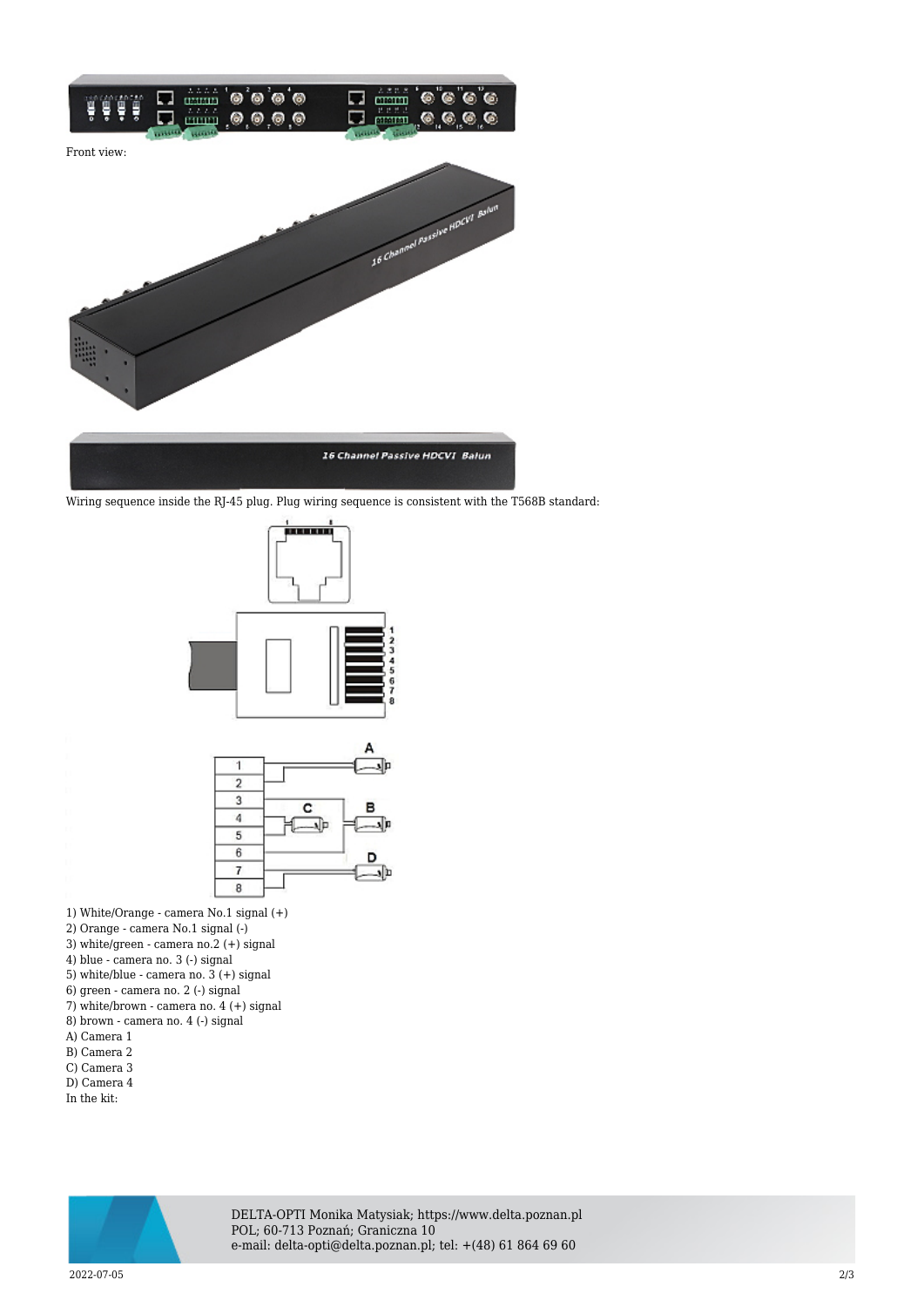Front view:

Wiring sequence inside the RJ-45 plug. Plug wiring sequence is consistent with the T568B standard:

1) White/Orange - camera No.1 signal (+)
2) Orange - camera No.1 signal (-)
3) white/green - camera no.2 (+) signal
4) blue - camera no. 3 (-) signal
5) white/blue - camera no. 3 (+) signal
6) green - camera no. 2 (-) signal
7) white/brown - camera no. 4 (+) signal
8) brown - camera no. 4 (-) signal
A) Camera 1
B) Camera 2
C) Camera 3
D) Camera 4
In the kit: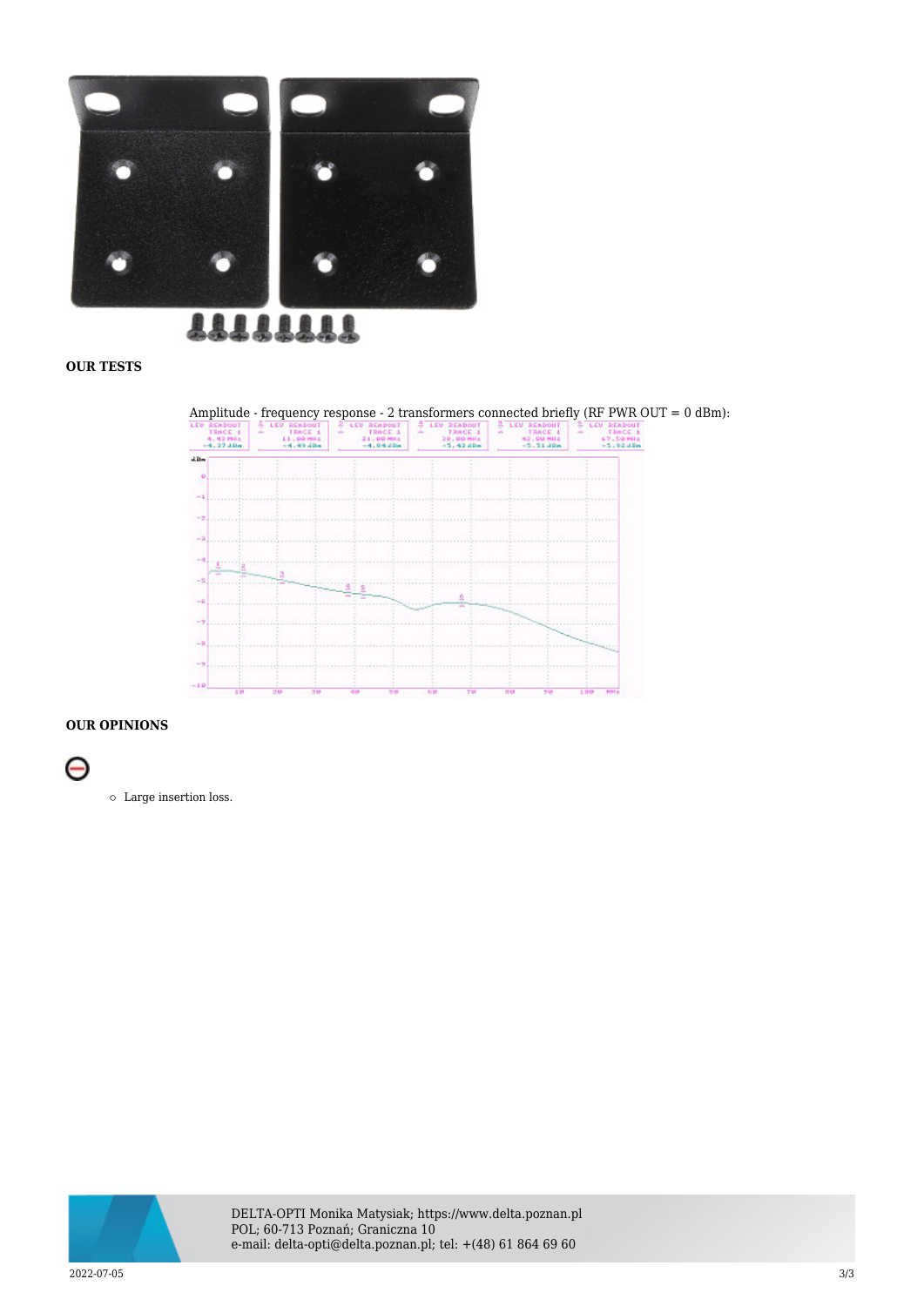**OUR TESTS**

Amplitude - frequency response - 2 transformers connected briefly (RF PWR OUT = 0 dBm):

**OUR OPINIONS**

- Large insertion loss.

DELTA-OPTI Monika Matysiak; https://www.delta.poznan.pl
POL; 60-713 Poznań; Graniczna 10
e-mail: delta-opti@delta.poznan.pl; tel: +(48) 61 864 69 60

2022-07-05